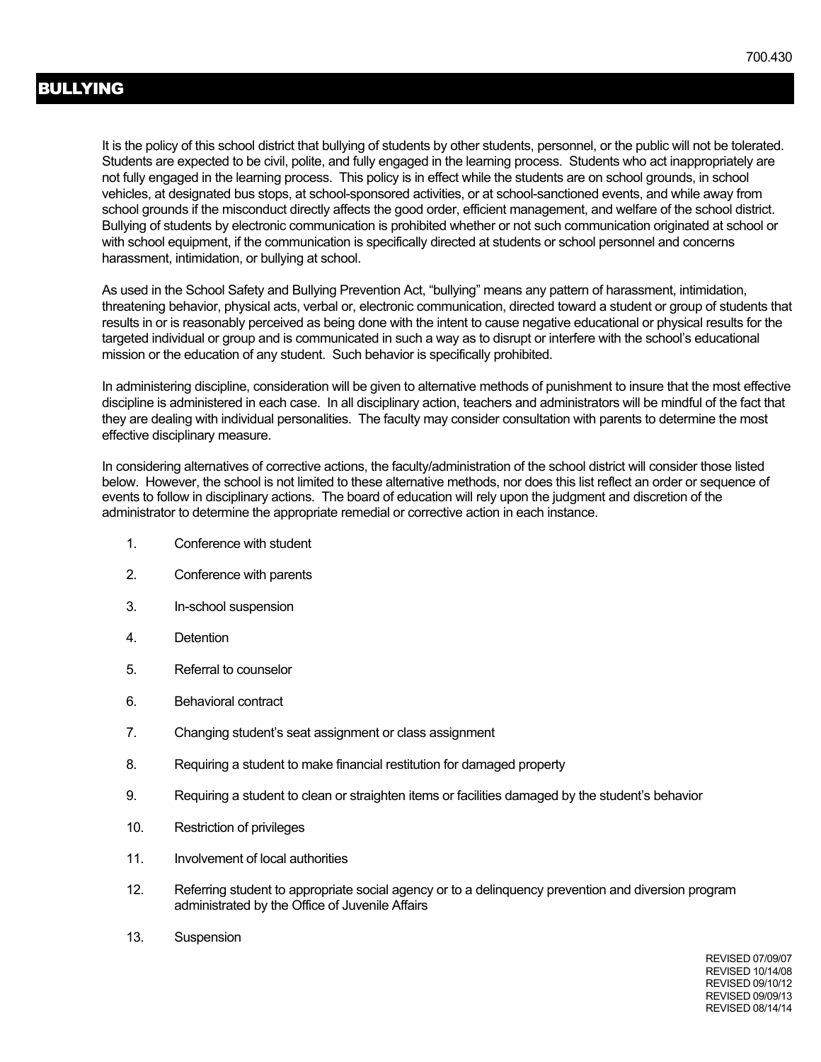700.430

# BULLYING

It is the policy of this school district that bullying of students by other students, personnel, or the public will not be tolerated. Students are expected to be civil, polite, and fully engaged in the learning process. Students who act inappropriately are not fully engaged in the learning process. This policy is in effect while the students are on school grounds, in school vehicles, at designated bus stops, at school-sponsored activities, or at school-sanctioned events, and while away from school grounds if the misconduct directly affects the good order, efficient management, and welfare of the school district. Bullying of students by electronic communication is prohibited whether or not such communication originated at school or with school equipment, if the communication is specifically directed at students or school personnel and concerns harassment, intimidation, or bullying at school.

As used in the School Safety and Bullying Prevention Act, "bullying" means any pattern of harassment, intimidation, threatening behavior, physical acts, verbal or, electronic communication, directed toward a student or group of students that results in or is reasonably perceived as being done with the intent to cause negative educational or physical results for the targeted individual or group and is communicated in such a way as to disrupt or interfere with the school's educational mission or the education of any student. Such behavior is specifically prohibited.

In administering discipline, consideration will be given to alternative methods of punishment to insure that the most effective discipline is administered in each case. In all disciplinary action, teachers and administrators will be mindful of the fact that they are dealing with individual personalities. The faculty may consider consultation with parents to determine the most effective disciplinary measure.

In considering alternatives of corrective actions, the faculty/administration of the school district will consider those listed below. However, the school is not limited to these alternative methods, nor does this list reflect an order or sequence of events to follow in disciplinary actions. The board of education will rely upon the judgment and discretion of the administrator to determine the appropriate remedial or corrective action in each instance.

1. Conference with student
2. Conference with parents
3. In-school suspension
4. Detention
5. Referral to counselor
6. Behavioral contract
7. Changing student's seat assignment or class assignment
8. Requiring a student to make financial restitution for damaged property
9. Requiring a student to clean or straighten items or facilities damaged by the student's behavior
10. Restriction of privileges
11. Involvement of local authorities
12. Referring student to appropriate social agency or to a delinquency prevention and diversion program administrated by the Office of Juvenile Affairs
13. Suspension

REVISED 07/09/07
REVISED 10/14/08
REVISED 09/10/12
REVISED 09/09/13
REVISED 08/14/14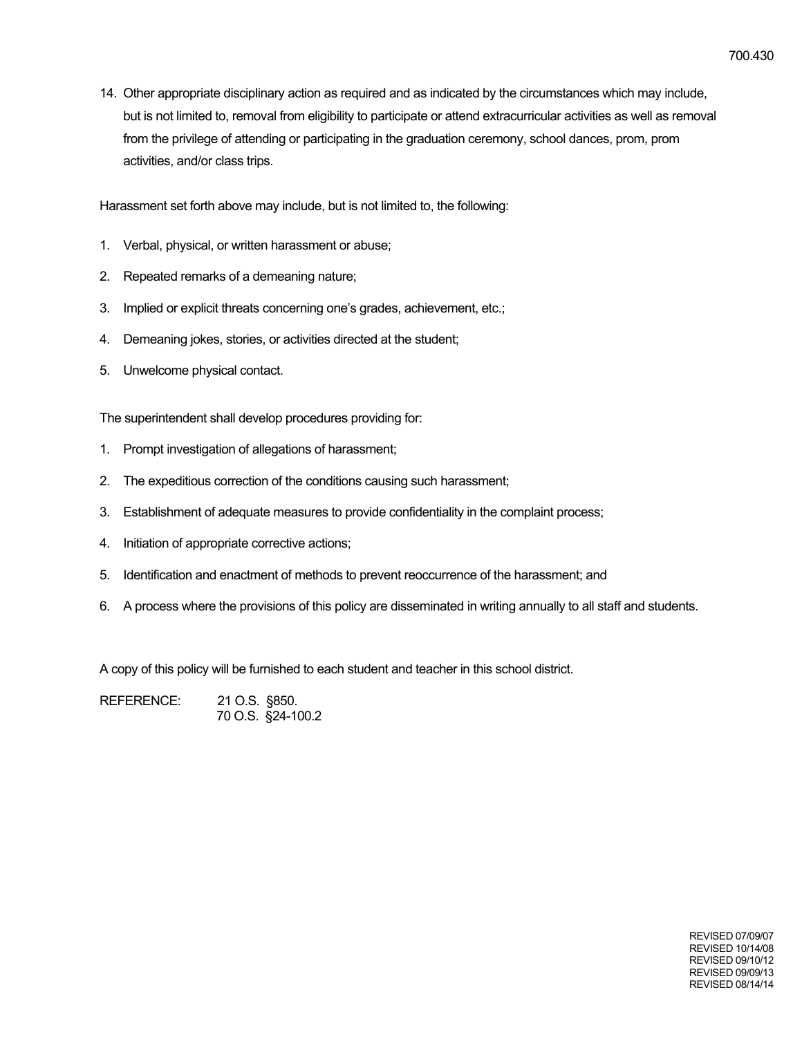14. Other appropriate disciplinary action as required and as indicated by the circumstances which may include, but is not limited to, removal from eligibility to participate or attend extracurricular activities as well as removal from the privilege of attending or participating in the graduation ceremony, school dances, prom, prom activities, and/or class trips.

Harassment set forth above may include, but is not limited to, the following:

1. Verbal, physical, or written harassment or abuse;
2. Repeated remarks of a demeaning nature;
3. Implied or explicit threats concerning one's grades, achievement, etc.;
4. Demeaning jokes, stories, or activities directed at the student;
5. Unwelcome physical contact.

The superintendent shall develop procedures providing for:

1. Prompt investigation of allegations of harassment;
2. The expeditious correction of the conditions causing such harassment;
3. Establishment of adequate measures to provide confidentiality in the complaint process;
4. Initiation of appropriate corrective actions;
5. Identification and enactment of methods to prevent reoccurrence of the harassment; and
6. A process where the provisions of this policy are disseminated in writing annually to all staff and students.

A copy of this policy will be furnished to each student and teacher in this school district.

REFERENCE: 21 O.S. §850.
70 O.S. §24-100.2

REVISED 07/09/07
REVISED 10/14/08
REVISED 09/10/12
REVISED 09/09/13
REVISED 08/14/14